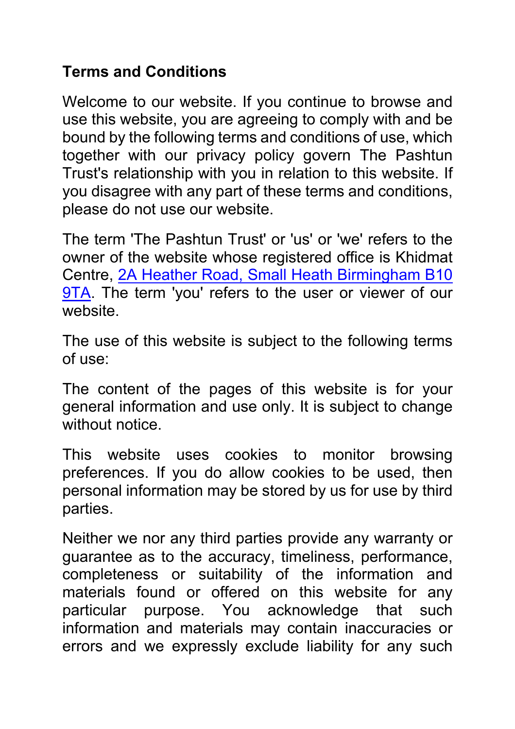**Terms and Conditions**

Welcome to our website. If you continue to browse and use this website, you are agreeing to comply with and be bound by the following terms and conditions of use, which together with our privacy policy govern The Pashtun Trust's relationship with you in relation to this website. If you disagree with any part of these terms and conditions, please do not use our website.

The term 'The Pashtun Trust' or 'us' or 'we' refers to the owner of the website whose registered office is Khidmat Centre, 2A Heather Road, Small Heath Birmingham B10 9TA. The term 'you' refers to the user or viewer of our website.

The use of this website is subject to the following terms of use:

The content of the pages of this website is for your general information and use only. It is subject to change without notice.

This website uses cookies to monitor browsing preferences. If you do allow cookies to be used, then personal information may be stored by us for use by third parties.

Neither we nor any third parties provide any warranty or guarantee as to the accuracy, timeliness, performance, completeness or suitability of the information and materials found or offered on this website for any particular purpose. You acknowledge that such information and materials may contain inaccuracies or errors and we expressly exclude liability for any such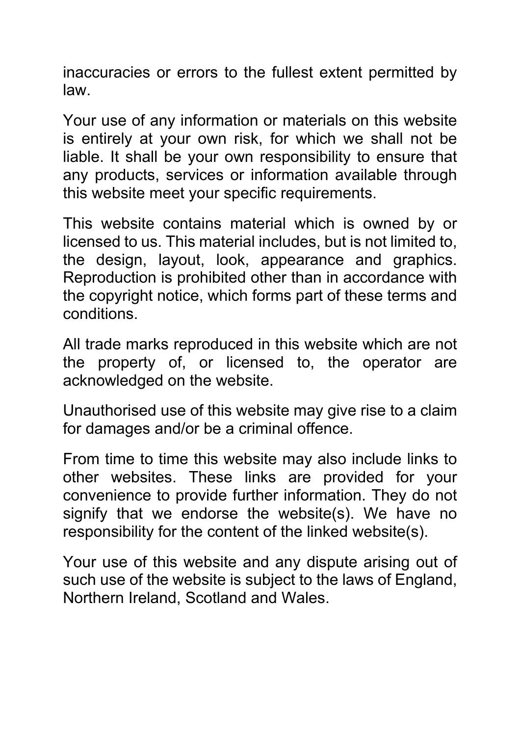inaccuracies or errors to the fullest extent permitted by law.

Your use of any information or materials on this website is entirely at your own risk, for which we shall not be liable. It shall be your own responsibility to ensure that any products, services or information available through this website meet your specific requirements.

This website contains material which is owned by or licensed to us. This material includes, but is not limited to, the design, layout, look, appearance and graphics. Reproduction is prohibited other than in accordance with the copyright notice, which forms part of these terms and conditions.

All trade marks reproduced in this website which are not the property of, or licensed to, the operator are acknowledged on the website.

Unauthorised use of this website may give rise to a claim for damages and/or be a criminal offence.

From time to time this website may also include links to other websites. These links are provided for your convenience to provide further information. They do not signify that we endorse the website(s). We have no responsibility for the content of the linked website(s).

Your use of this website and any dispute arising out of such use of the website is subject to the laws of England, Northern Ireland, Scotland and Wales.